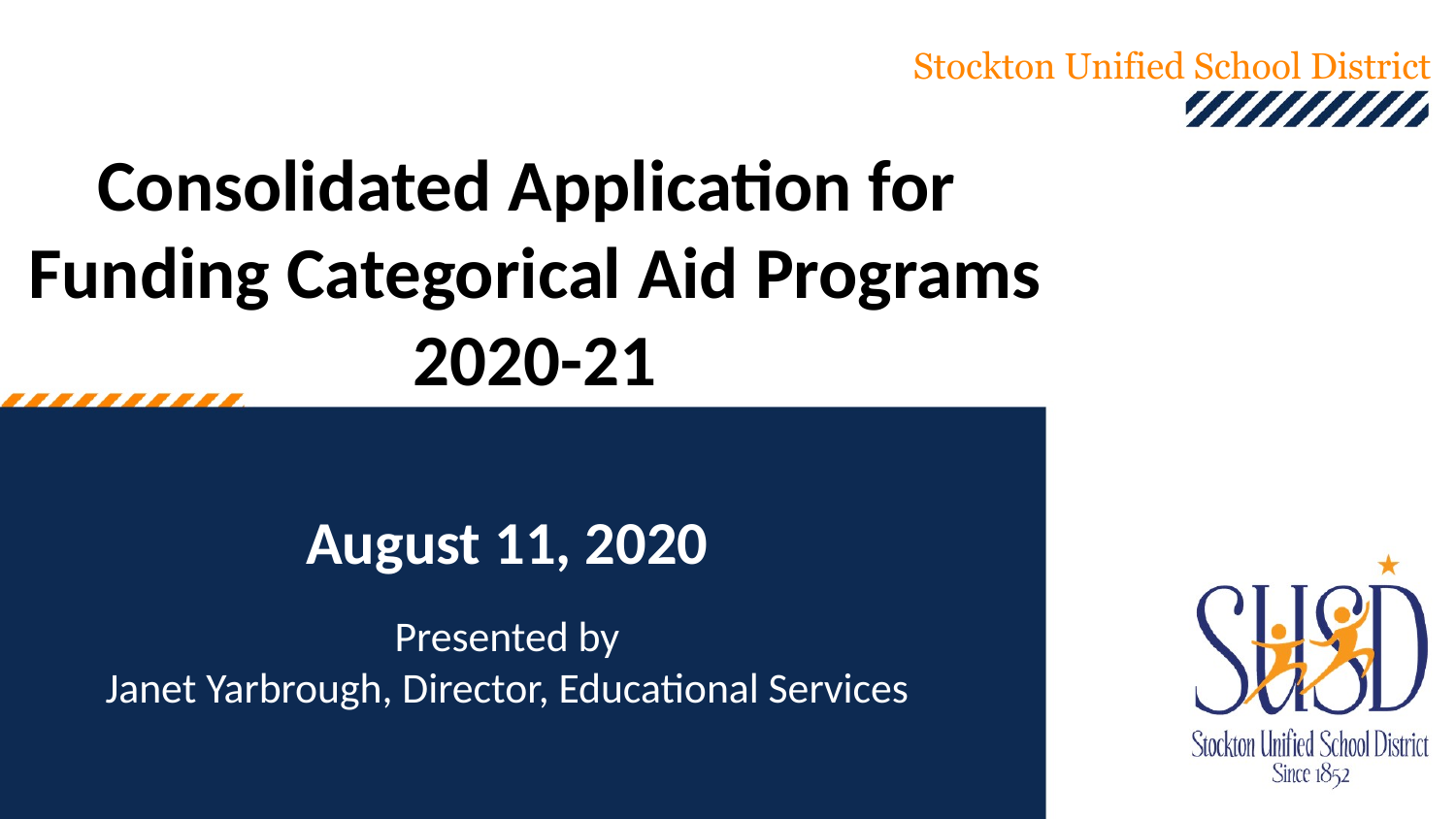Stockton Unified School District

# Consolidated Application for Funding Categorical Aid Programs 2020-21

## August 11, 2020

Presented by
Janet Yarbrough, Director, Educational Services

Stockton Unified School District
Since 1852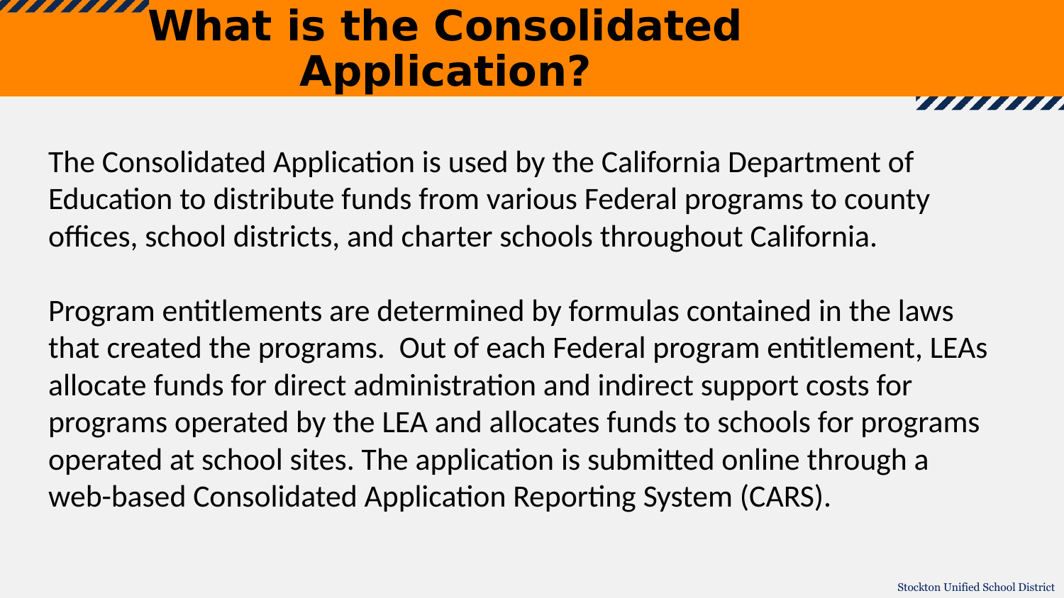# What is the Consolidated Application?

The Consolidated Application is used by the California Department of Education to distribute funds from various Federal programs to county offices, school districts, and charter schools throughout California.

Program entitlements are determined by formulas contained in the laws that created the programs.  Out of each Federal program entitlement, LEAs allocate funds for direct administration and indirect support costs for programs operated by the LEA and allocates funds to schools for programs operated at school sites. The application is submitted online through a web-based Consolidated Application Reporting System (CARS).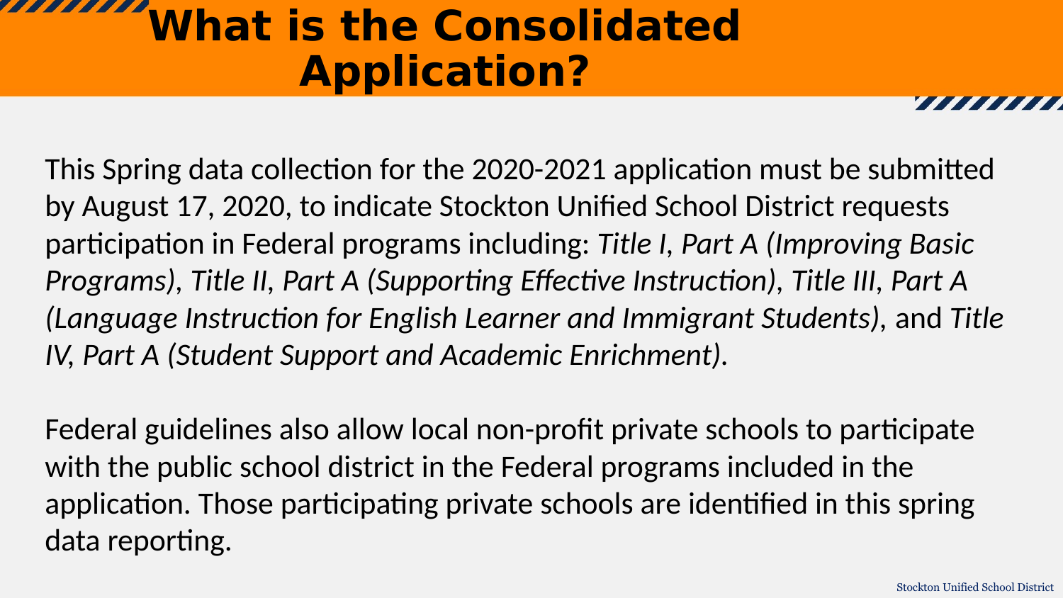# What is the Consolidated Application?

This Spring data collection for the 2020-2021 application must be submitted by August 17, 2020, to indicate Stockton Unified School District requests participation in Federal programs including: *Title I, Part A (Improving Basic Programs)*, *Title II, Part A (Supporting Effective Instruction)*, *Title III, Part A (Language Instruction for English Learner and Immigrant Students)*, and *Title IV, Part A (Student Support and Academic Enrichment)*.

Federal guidelines also allow local non-profit private schools to participate with the public school district in the Federal programs included in the application. Those participating private schools are identified in this spring data reporting.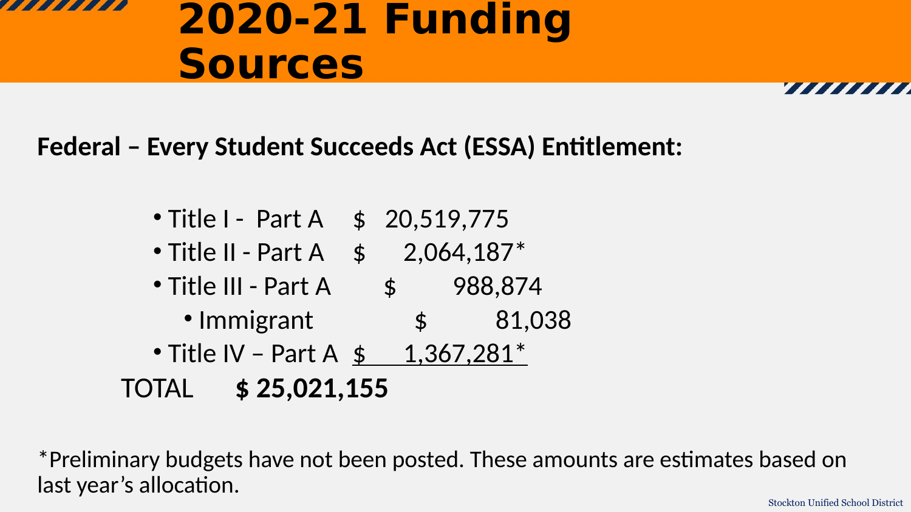# 2020-21 Funding Sources

**Federal – Every Student Succeeds Act (ESSA) Entitlement:**

- Title I - Part A $ 20,519,775
- Title II - Part A $ 2,064,187*
- Title III - Part A $ 988,874
  - Immigrant $ 81,038
- Title IV – Part A $ 1,367,281*

TOTAL **$ 25,021,155**

*Preliminary budgets have not been posted. These amounts are estimates based on last year's allocation.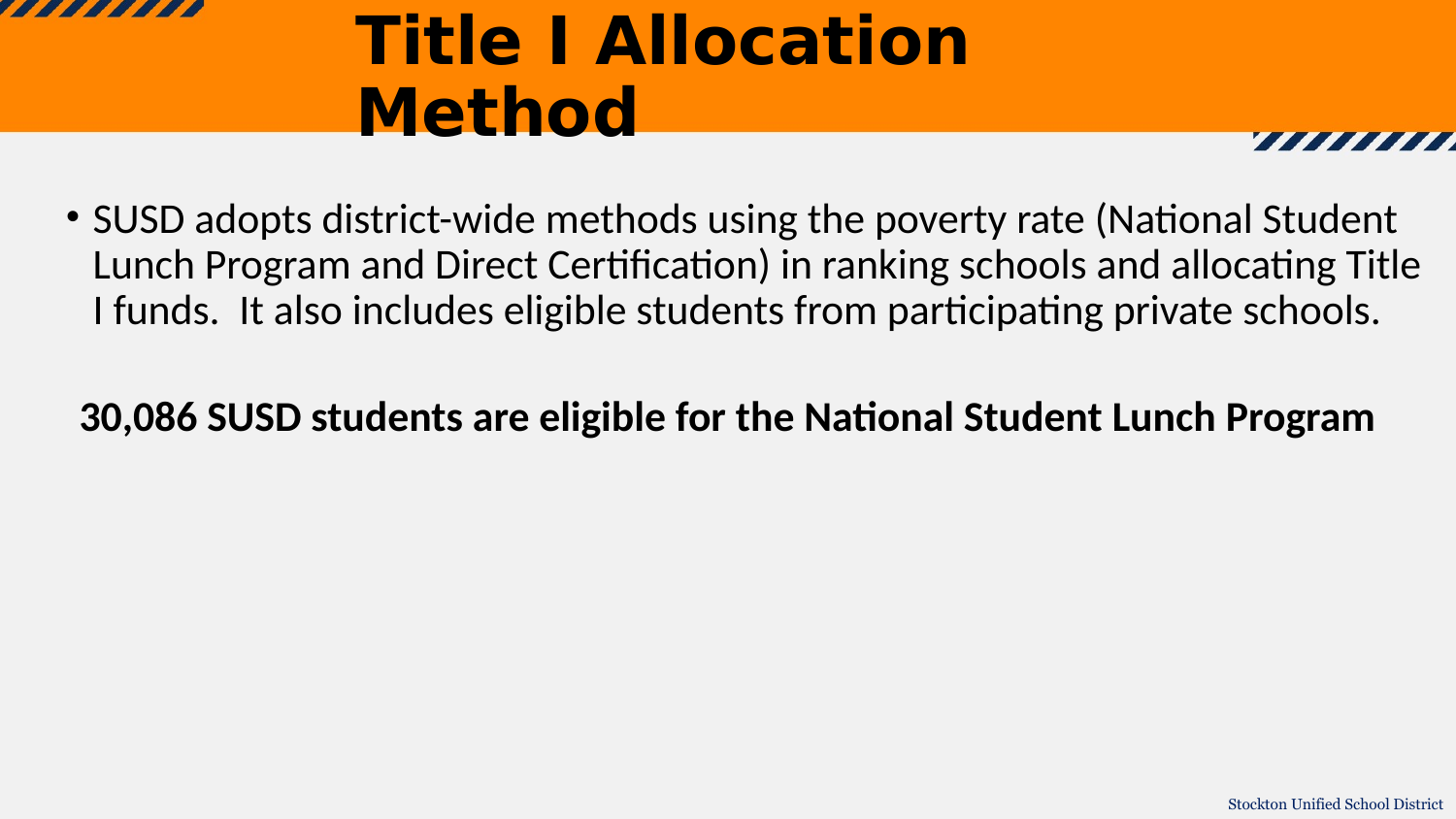# Title I Allocation Method

- SUSD adopts district-wide methods using the poverty rate (National Student Lunch Program and Direct Certification) in ranking schools and allocating Title I funds.  It also includes eligible students from participating private schools.

**30,086 SUSD students are eligible for the National Student Lunch Program**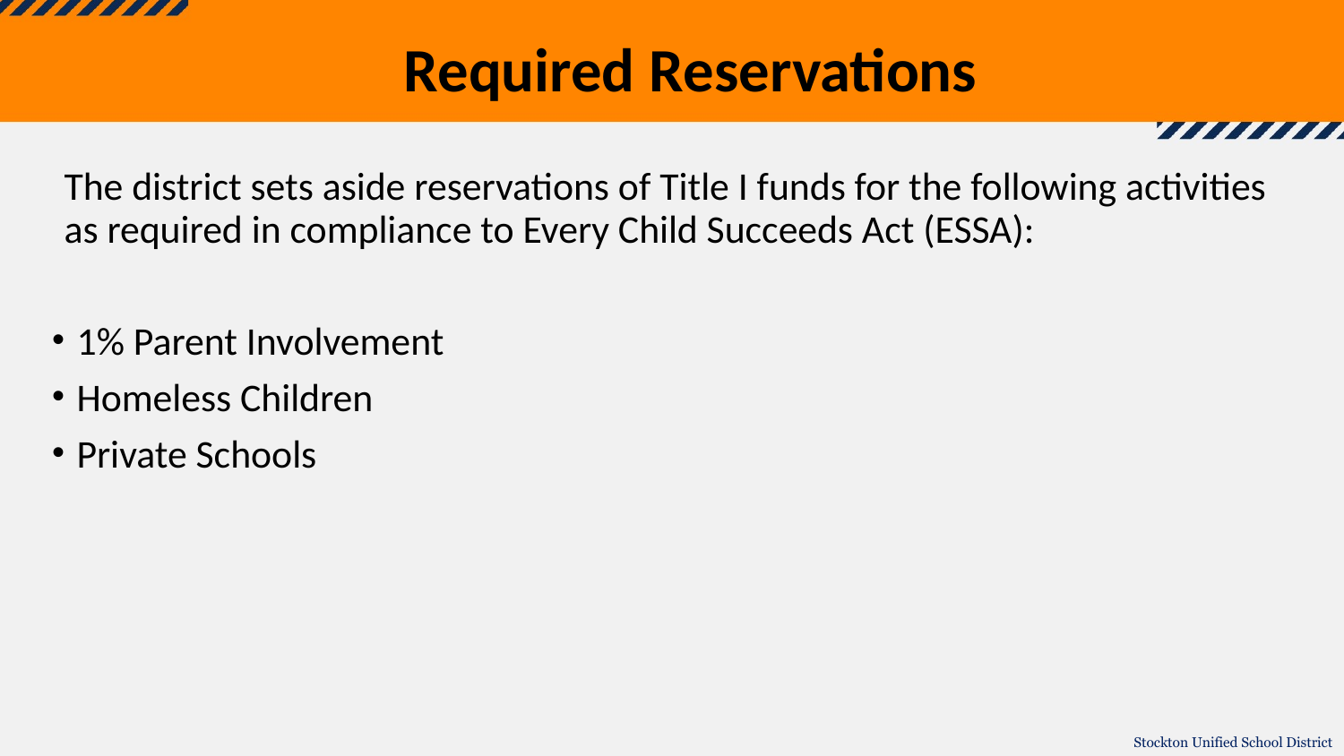# Required Reservations

The district sets aside reservations of Title I funds for the following activities as required in compliance to Every Child Succeeds Act (ESSA):

- 1% Parent Involvement
- Homeless Children
- Private Schools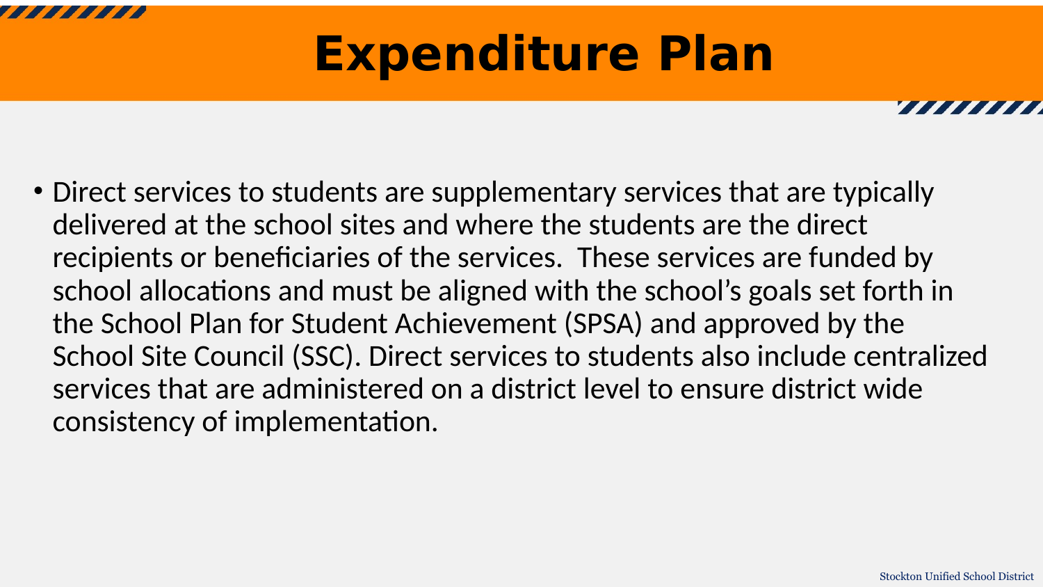# Expenditure Plan

- Direct services to students are supplementary services that are typically delivered at the school sites and where the students are the direct recipients or beneficiaries of the services. These services are funded by school allocations and must be aligned with the school's goals set forth in the School Plan for Student Achievement (SPSA) and approved by the School Site Council (SSC). Direct services to students also include centralized services that are administered on a district level to ensure district wide consistency of implementation.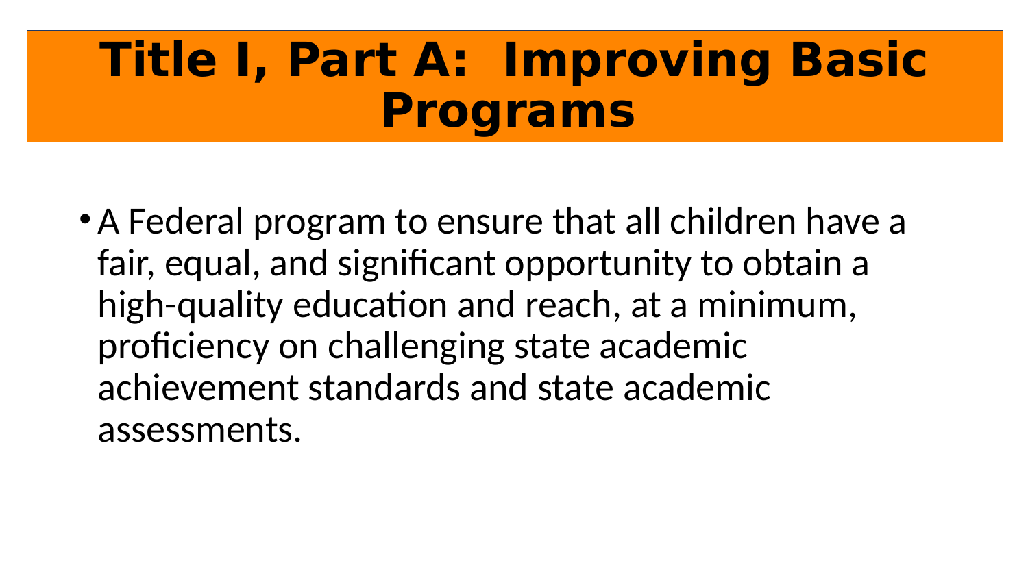# Title I, Part A: Improving Basic Programs

- A Federal program to ensure that all children have a fair, equal, and significant opportunity to obtain a high-quality education and reach, at a minimum, proficiency on challenging state academic achievement standards and state academic assessments.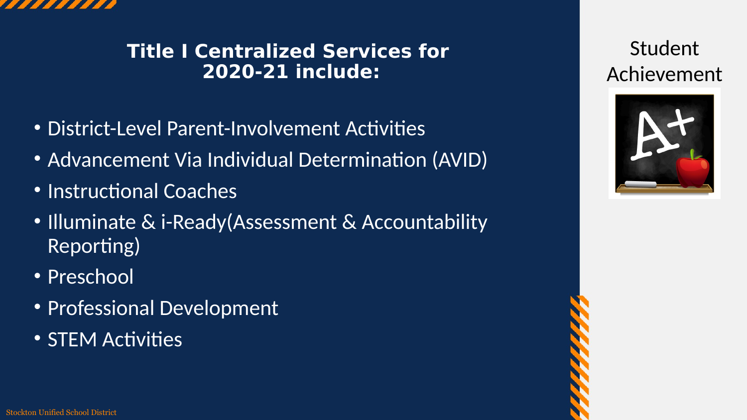## Title I Centralized Services for 2020-21 include:

- District-Level Parent-Involvement Activities
- Advancement Via Individual Determination (AVID)
- Instructional Coaches
- Illuminate & i-Ready(Assessment & Accountability Reporting)
- Preschool
- Professional Development
- STEM Activities

Student Achievement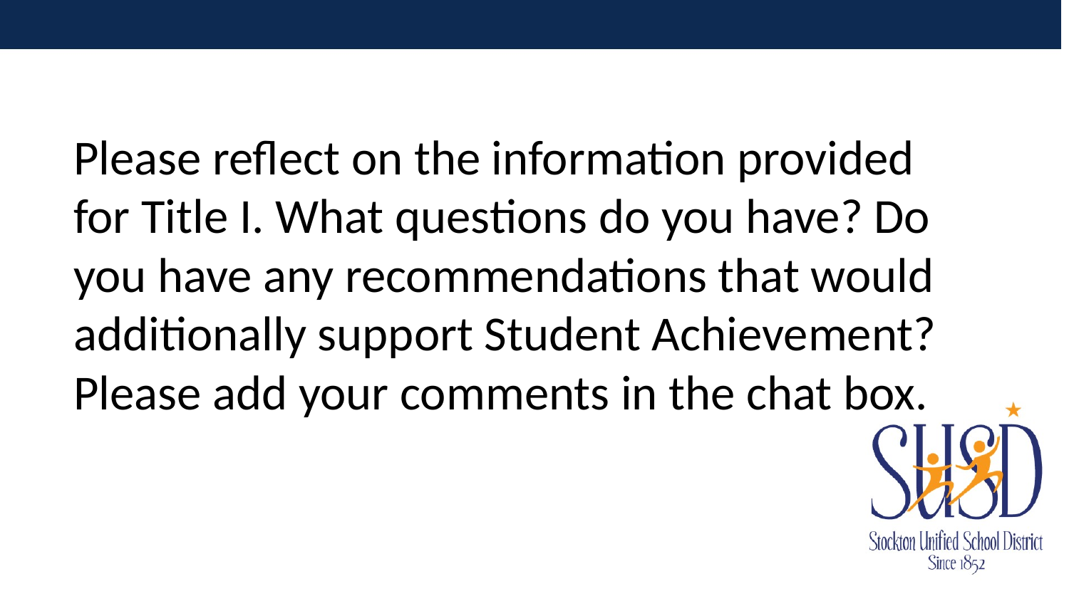Please reflect on the information provided for Title I. What questions do you have? Do you have any recommendations that would additionally support Student Achievement? Please add your comments in the chat box.

SUSD

Stockton Unified School District
Since 1852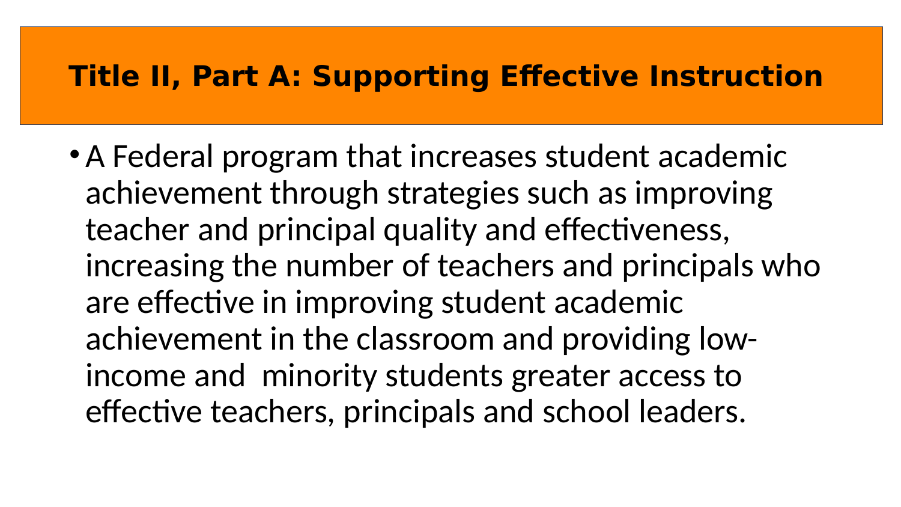# Title II, Part A: Supporting Effective Instruction

- A Federal program that increases student academic achievement through strategies such as improving teacher and principal quality and effectiveness, increasing the number of teachers and principals who are effective in improving student academic achievement in the classroom and providing low-income and minority students greater access to effective teachers, principals and school leaders.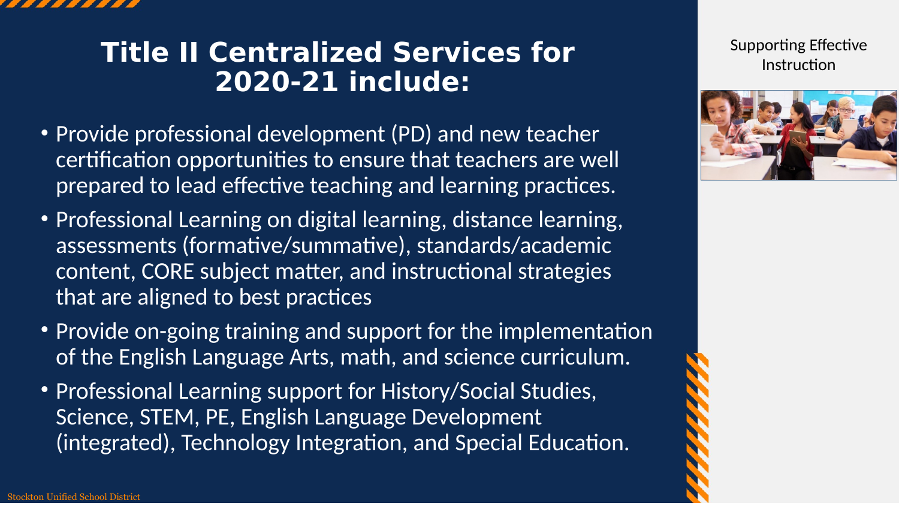# Title II Centralized Services for 2020-21 include:

- Provide professional development (PD) and new teacher certification opportunities to ensure that teachers are well prepared to lead effective teaching and learning practices.
- Professional Learning on digital learning, distance learning, assessments (formative/summative), standards/academic content, CORE subject matter, and instructional strategies that are aligned to best practices
- Provide on-going training and support for the implementation of the English Language Arts, math, and science curriculum.
- Professional Learning support for History/Social Studies, Science, STEM, PE, English Language Development (integrated), Technology Integration, and Special Education.

Supporting Effective Instruction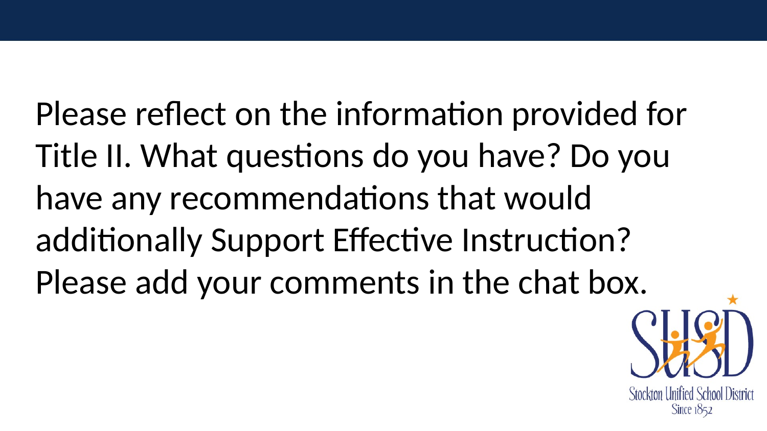Please reflect on the information provided for Title II. What questions do you have? Do you have any recommendations that would additionally Support Effective Instruction? Please add your comments in the chat box.

Stockton Unified School District
Since 1852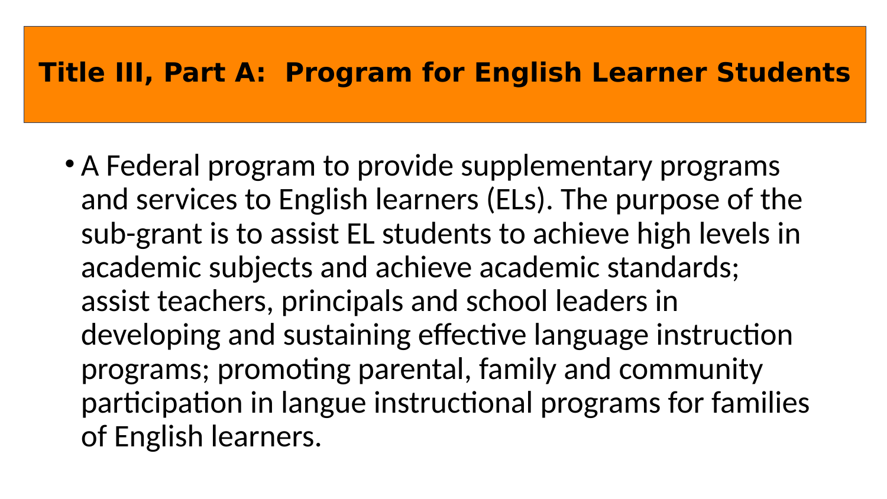# Title III, Part A: Program for English Learner Students

- A Federal program to provide supplementary programs and services to English learners (ELs). The purpose of the sub-grant is to assist EL students to achieve high levels in academic subjects and achieve academic standards; assist teachers, principals and school leaders in developing and sustaining effective language instruction programs; promoting parental, family and community participation in langue instructional programs for families of English learners.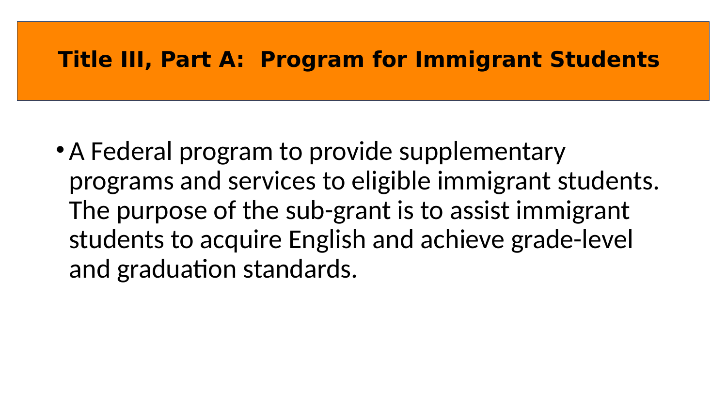# Title III, Part A: Program for Immigrant Students

- A Federal program to provide supplementary programs and services to eligible immigrant students. The purpose of the sub-grant is to assist immigrant students to acquire English and achieve grade-level and graduation standards.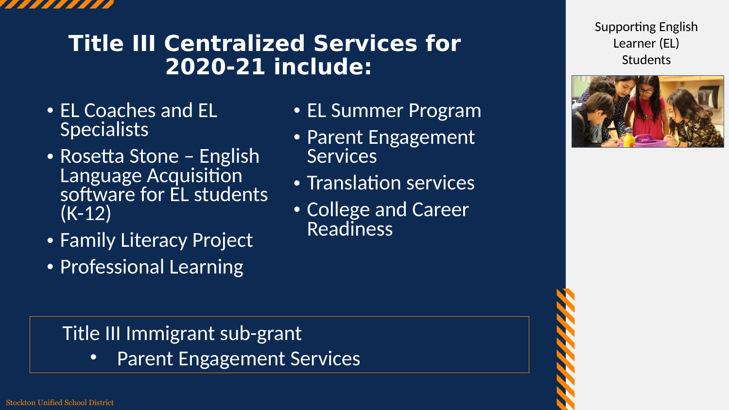# Title III Centralized Services for 2020-21 include:

- EL Coaches and EL Specialists
- Rosetta Stone – English Language Acquisition software for EL students (K-12)
- Family Literacy Project
- Professional Learning
- EL Summer Program
- Parent Engagement Services
- Translation services
- College and Career Readiness

Title III Immigrant sub-grant

- Parent Engagement Services

Supporting English Learner (EL) Students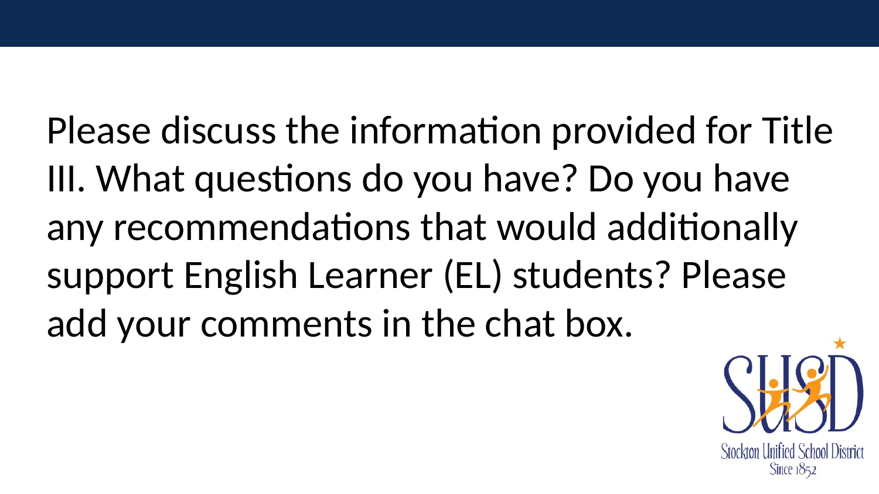Please discuss the information provided for Title III. What questions do you have? Do you have any recommendations that would additionally support English Learner (EL) students? Please add your comments in the chat box.

Stockton Unified School District
Since 1852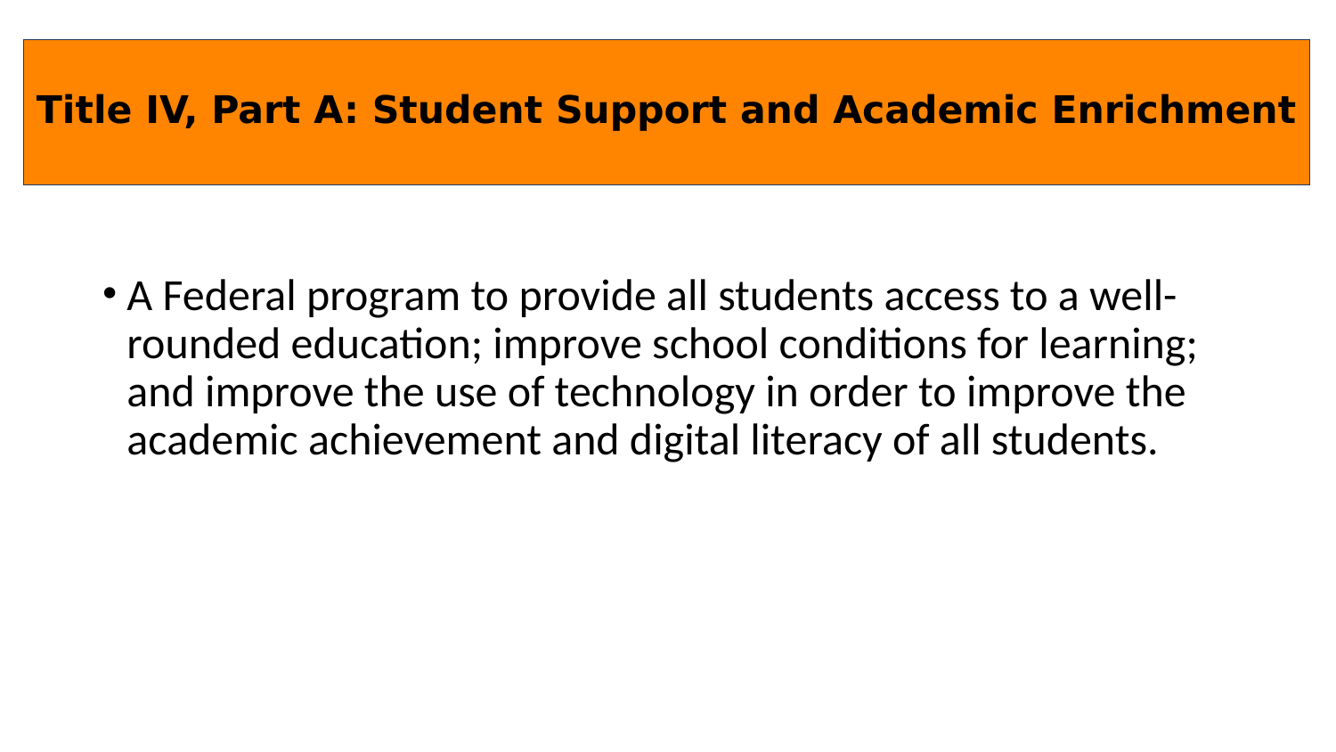# Title IV, Part A: Student Support and Academic Enrichment

- A Federal program to provide all students access to a well-rounded education; improve school conditions for learning; and improve the use of technology in order to improve the academic achievement and digital literacy of all students.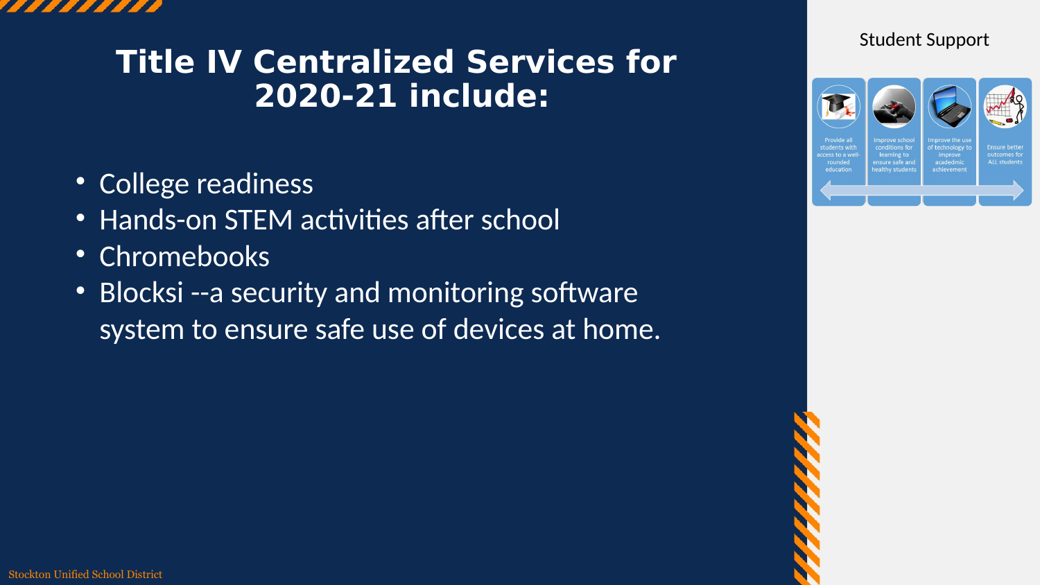# Title IV Centralized Services for 2020-21 include:

- College readiness
- Hands-on STEM activities after school
- Chromebooks
- Blocksi --a security and monitoring software system to ensure safe use of devices at home.

Student Support

- Provide all students with access to a well-rounded education
- Improve school conditions for learning to ensure safe and healthy students
- Improve the use of technology to improve acadedmic achievement
- Ensure better outcomes for ALL students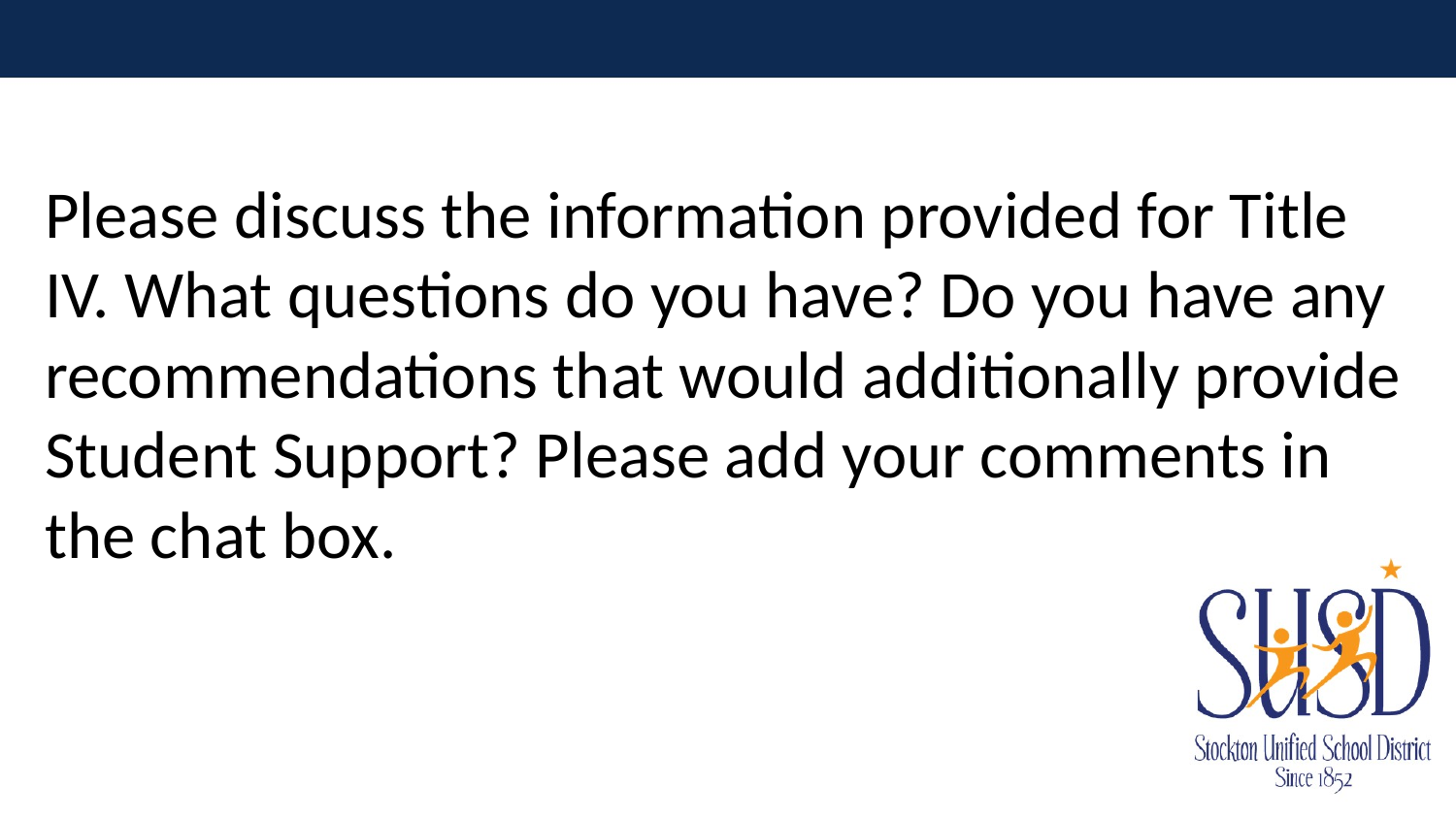Please discuss the information provided for Title IV. What questions do you have? Do you have any recommendations that would additionally provide Student Support? Please add your comments in the chat box.

Stockton Unified School District
Since 1852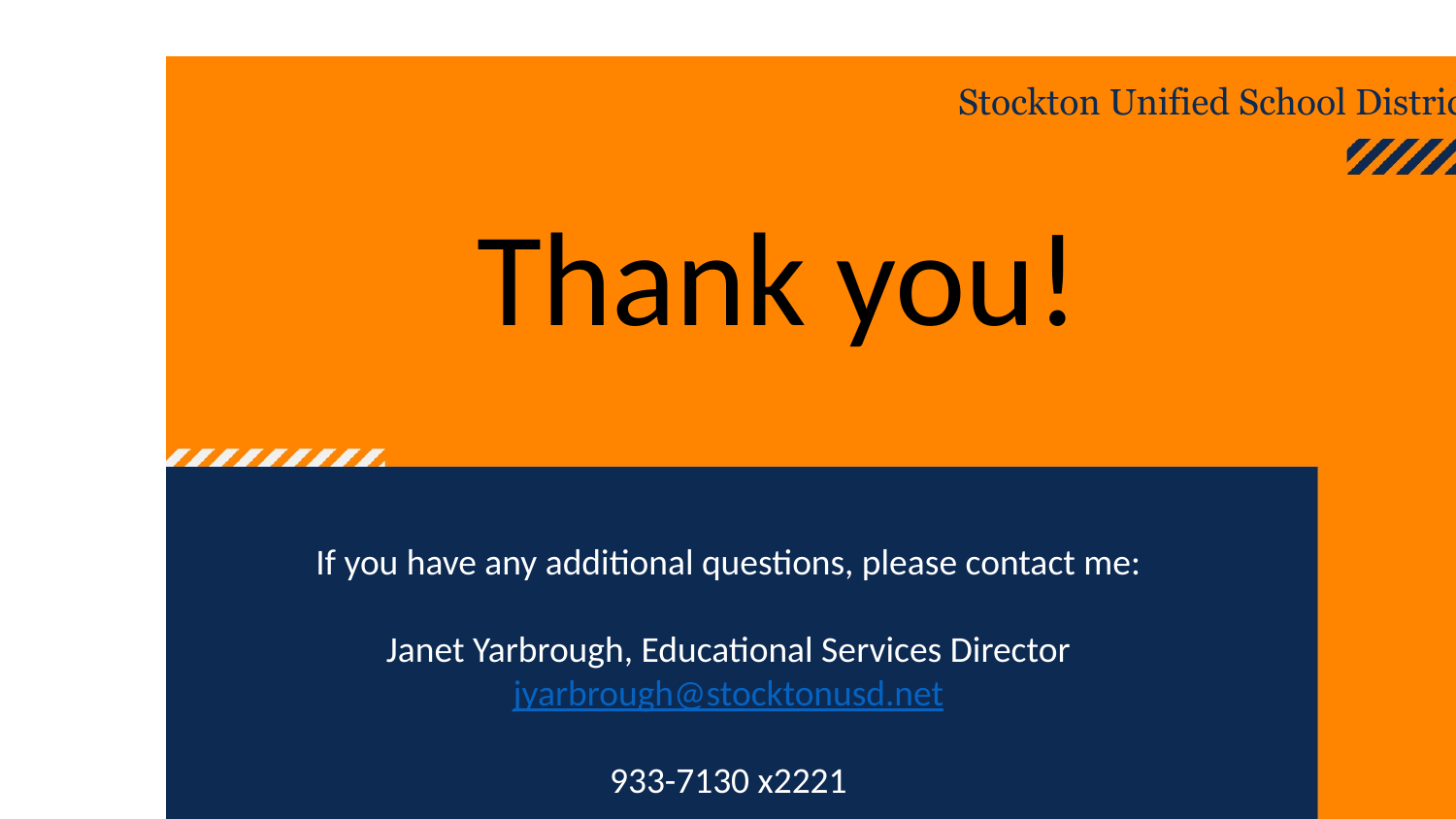Stockton Unified School Distric

# Thank you!

If you have any additional questions, please contact me:

Janet Yarbrough, Educational Services Director
jyarbrough@stocktonusd.net

933-7130 x2221